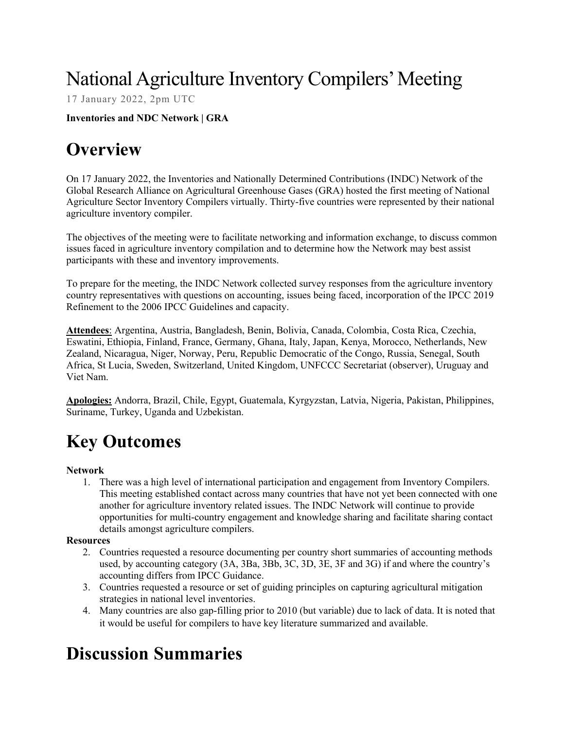# National Agriculture Inventory Compilers' Meeting

17 January 2022, 2pm UTC

**Inventories and NDC Network | GRA**

# Overview

On 17 January 2022, the Inventories and Nationally Determined Contributions (INDC) Network of the Global Research Alliance on Agricultural Greenhouse Gases (GRA) hosted the first meeting of National Agriculture Sector Inventory Compilers virtually. Thirty-five countries were represented by their national agriculture inventory compiler.

The objectives of the meeting were to facilitate networking and information exchange, to discuss common issues faced in agriculture inventory compilation and to determine how the Network may best assist participants with these and inventory improvements.

To prepare for the meeting, the INDC Network collected survey responses from the agriculture inventory country representatives with questions on accounting, issues being faced, incorporation of the IPCC 2019 Refinement to the 2006 IPCC Guidelines and capacity.

**Attendees**: Argentina, Austria, Bangladesh, Benin, Bolivia, Canada, Colombia, Costa Rica, Czechia, Eswatini, Ethiopia, Finland, France, Germany, Ghana, Italy, Japan, Kenya, Morocco, Netherlands, New Zealand, Nicaragua, Niger, Norway, Peru, Republic Democratic of the Congo, Russia, Senegal, South Africa, St Lucia, Sweden, Switzerland, United Kingdom, UNFCCC Secretariat (observer), Uruguay and Viet Nam.

**Apologies:** Andorra, Brazil, Chile, Egypt, Guatemala, Kyrgyzstan, Latvia, Nigeria, Pakistan, Philippines, Suriname, Turkey, Uganda and Uzbekistan.

# Key Outcomes

**Network**

1. There was a high level of international participation and engagement from Inventory Compilers. This meeting established contact across many countries that have not yet been connected with one another for agriculture inventory related issues. The INDC Network will continue to provide opportunities for multi-country engagement and knowledge sharing and facilitate sharing contact details amongst agriculture compilers.

**Resources**

2. Countries requested a resource documenting per country short summaries of accounting methods used, by accounting category (3A, 3Ba, 3Bb, 3C, 3D, 3E, 3F and 3G) if and where the country's accounting differs from IPCC Guidance.
3. Countries requested a resource or set of guiding principles on capturing agricultural mitigation strategies in national level inventories.
4. Many countries are also gap-filling prior to 2010 (but variable) due to lack of data. It is noted that it would be useful for compilers to have key literature summarized and available.

# Discussion Summaries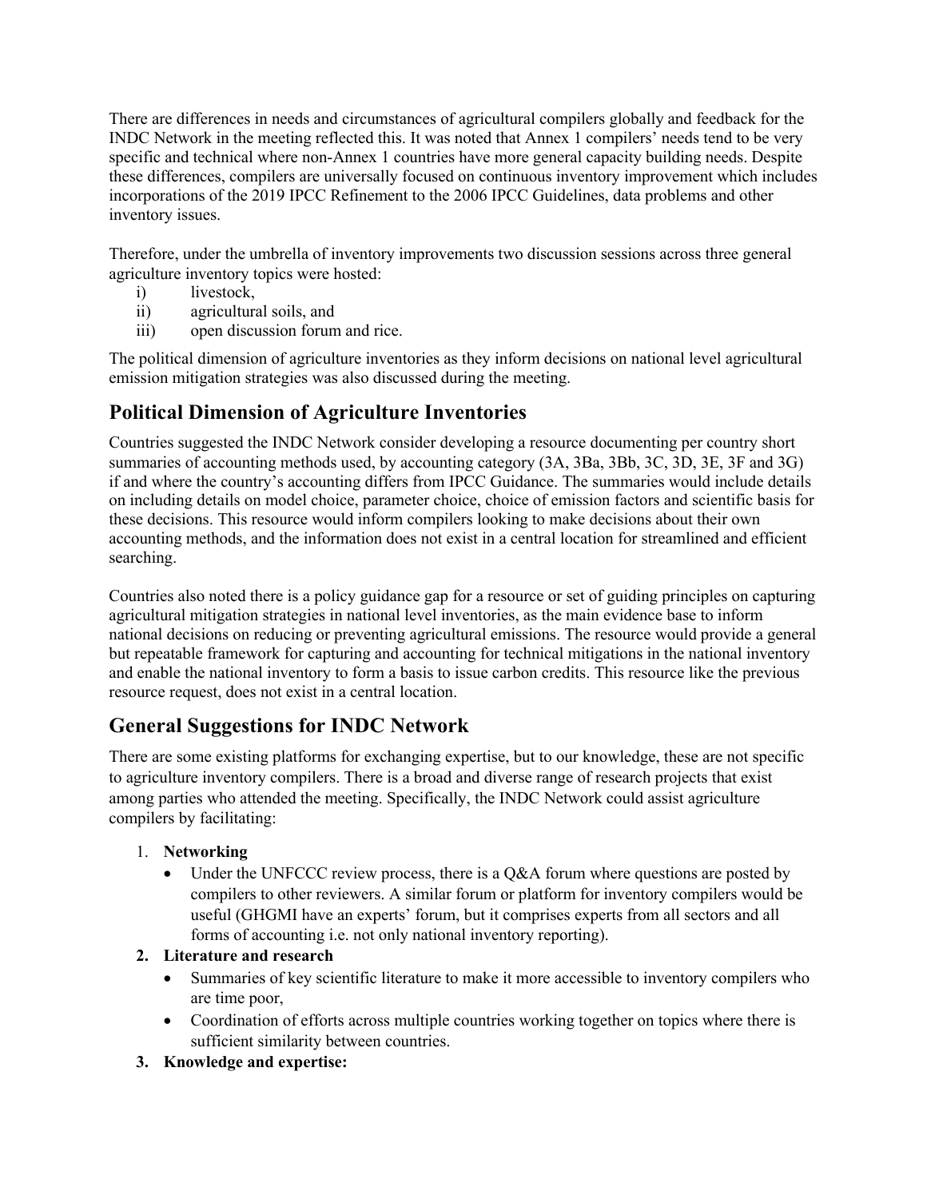There are differences in needs and circumstances of agricultural compilers globally and feedback for the INDC Network in the meeting reflected this. It was noted that Annex 1 compilers' needs tend to be very specific and technical where non-Annex 1 countries have more general capacity building needs. Despite these differences, compilers are universally focused on continuous inventory improvement which includes incorporations of the 2019 IPCC Refinement to the 2006 IPCC Guidelines, data problems and other inventory issues.

Therefore, under the umbrella of inventory improvements two discussion sessions across three general agriculture inventory topics were hosted:

i) livestock,
ii) agricultural soils, and
iii) open discussion forum and rice.

The political dimension of agriculture inventories as they inform decisions on national level agricultural emission mitigation strategies was also discussed during the meeting.

## Political Dimension of Agriculture Inventories

Countries suggested the INDC Network consider developing a resource documenting per country short summaries of accounting methods used, by accounting category (3A, 3Ba, 3Bb, 3C, 3D, 3E, 3F and 3G) if and where the country's accounting differs from IPCC Guidance. The summaries would include details on including details on model choice, parameter choice, choice of emission factors and scientific basis for these decisions. This resource would inform compilers looking to make decisions about their own accounting methods, and the information does not exist in a central location for streamlined and efficient searching.

Countries also noted there is a policy guidance gap for a resource or set of guiding principles on capturing agricultural mitigation strategies in national level inventories, as the main evidence base to inform national decisions on reducing or preventing agricultural emissions. The resource would provide a general but repeatable framework for capturing and accounting for technical mitigations in the national inventory and enable the national inventory to form a basis to issue carbon credits. This resource like the previous resource request, does not exist in a central location.

## General Suggestions for INDC Network

There are some existing platforms for exchanging expertise, but to our knowledge, these are not specific to agriculture inventory compilers. There is a broad and diverse range of research projects that exist among parties who attended the meeting. Specifically, the INDC Network could assist agriculture compilers by facilitating:

1. **Networking**
   - Under the UNFCCC review process, there is a Q&A forum where questions are posted by compilers to other reviewers. A similar forum or platform for inventory compilers would be useful (GHGMI have an experts' forum, but it comprises experts from all sectors and all forms of accounting i.e. not only national inventory reporting).
2. **Literature and research**
   - Summaries of key scientific literature to make it more accessible to inventory compilers who are time poor,
   - Coordination of efforts across multiple countries working together on topics where there is sufficient similarity between countries.
3. **Knowledge and expertise:**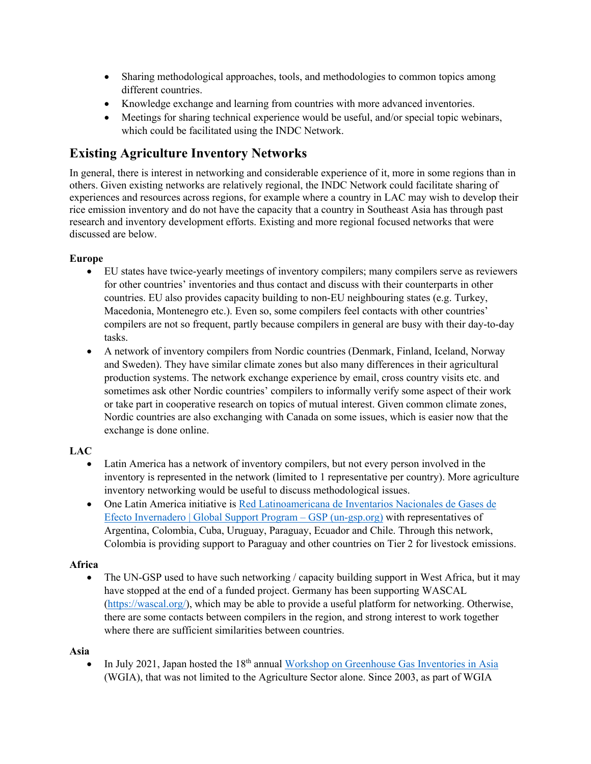- Sharing methodological approaches, tools, and methodologies to common topics among different countries.
- Knowledge exchange and learning from countries with more advanced inventories.
- Meetings for sharing technical experience would be useful, and/or special topic webinars, which could be facilitated using the INDC Network.

## Existing Agriculture Inventory Networks

In general, there is interest in networking and considerable experience of it, more in some regions than in others. Given existing networks are relatively regional, the INDC Network could facilitate sharing of experiences and resources across regions, for example where a country in LAC may wish to develop their rice emission inventory and do not have the capacity that a country in Southeast Asia has through past research and inventory development efforts. Existing and more regional focused networks that were discussed are below.

**Europe**

- EU states have twice-yearly meetings of inventory compilers; many compilers serve as reviewers for other countries' inventories and thus contact and discuss with their counterparts in other countries. EU also provides capacity building to non-EU neighbouring states (e.g. Turkey, Macedonia, Montenegro etc.). Even so, some compilers feel contacts with other countries' compilers are not so frequent, partly because compilers in general are busy with their day-to-day tasks.
- A network of inventory compilers from Nordic countries (Denmark, Finland, Iceland, Norway and Sweden). They have similar climate zones but also many differences in their agricultural production systems. The network exchange experience by email, cross country visits etc. and sometimes ask other Nordic countries' compilers to informally verify some aspect of their work or take part in cooperative research on topics of mutual interest. Given common climate zones, Nordic countries are also exchanging with Canada on some issues, which is easier now that the exchange is done online.

**LAC**

- Latin America has a network of inventory compilers, but not every person involved in the inventory is represented in the network (limited to 1 representative per country). More agriculture inventory networking would be useful to discuss methodological issues.
- One Latin America initiative is Red Latinoamericana de Inventarios Nacionales de Gases de Efecto Invernadero | Global Support Program – GSP (un-gsp.org) with representatives of Argentina, Colombia, Cuba, Uruguay, Paraguay, Ecuador and Chile. Through this network, Colombia is providing support to Paraguay and other countries on Tier 2 for livestock emissions.

**Africa**

- The UN-GSP used to have such networking / capacity building support in West Africa, but it may have stopped at the end of a funded project. Germany has been supporting WASCAL (https://wascal.org/), which may be able to provide a useful platform for networking. Otherwise, there are some contacts between compilers in the region, and strong interest to work together where there are sufficient similarities between countries.

**Asia**

- In July 2021, Japan hosted the 18th annual Workshop on Greenhouse Gas Inventories in Asia (WGIA), that was not limited to the Agriculture Sector alone. Since 2003, as part of WGIA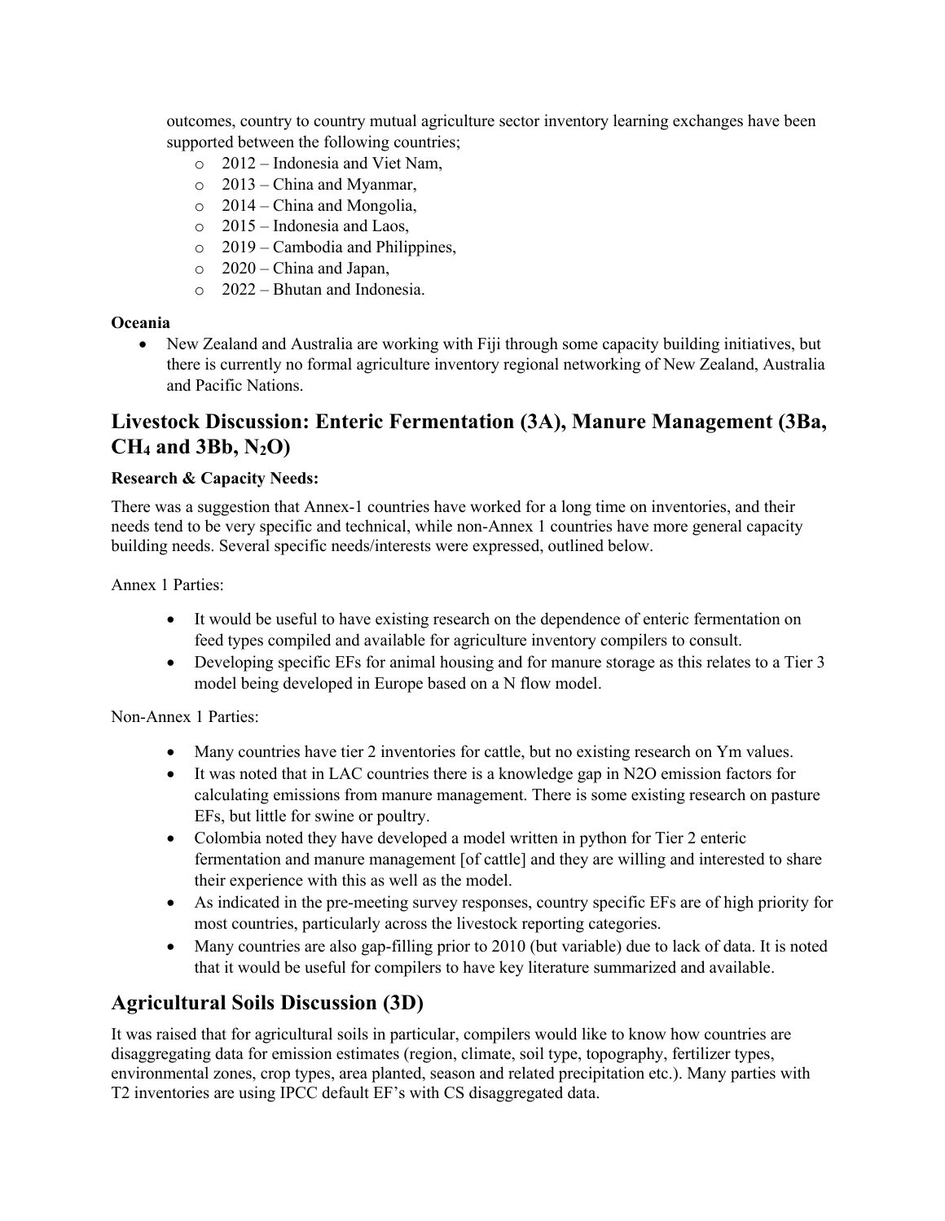outcomes, country to country mutual agriculture sector inventory learning exchanges have been supported between the following countries;

- 2012 – Indonesia and Viet Nam,
- 2013 – China and Myanmar,
- 2014 – China and Mongolia,
- 2015 – Indonesia and Laos,
- 2019 – Cambodia and Philippines,
- 2020 – China and Japan,
- 2022 – Bhutan and Indonesia.

**Oceania**

- New Zealand and Australia are working with Fiji through some capacity building initiatives, but there is currently no formal agriculture inventory regional networking of New Zealand, Australia and Pacific Nations.

## Livestock Discussion: Enteric Fermentation (3A), Manure Management (3Ba, $CH_4$ and 3Bb, $N_2O$)

**Research & Capacity Needs:**

There was a suggestion that Annex-1 countries have worked for a long time on inventories, and their needs tend to be very specific and technical, while non-Annex 1 countries have more general capacity building needs. Several specific needs/interests were expressed, outlined below.

Annex 1 Parties:

- It would be useful to have existing research on the dependence of enteric fermentation on feed types compiled and available for agriculture inventory compilers to consult.
- Developing specific EFs for animal housing and for manure storage as this relates to a Tier 3 model being developed in Europe based on a N flow model.

Non-Annex 1 Parties:

- Many countries have tier 2 inventories for cattle, but no existing research on Ym values.
- It was noted that in LAC countries there is a knowledge gap in N2O emission factors for calculating emissions from manure management. There is some existing research on pasture EFs, but little for swine or poultry.
- Colombia noted they have developed a model written in python for Tier 2 enteric fermentation and manure management [of cattle] and they are willing and interested to share their experience with this as well as the model.
- As indicated in the pre-meeting survey responses, country specific EFs are of high priority for most countries, particularly across the livestock reporting categories.
- Many countries are also gap-filling prior to 2010 (but variable) due to lack of data. It is noted that it would be useful for compilers to have key literature summarized and available.

## Agricultural Soils Discussion (3D)

It was raised that for agricultural soils in particular, compilers would like to know how countries are disaggregating data for emission estimates (region, climate, soil type, topography, fertilizer types, environmental zones, crop types, area planted, season and related precipitation etc.). Many parties with T2 inventories are using IPCC default EF's with CS disaggregated data.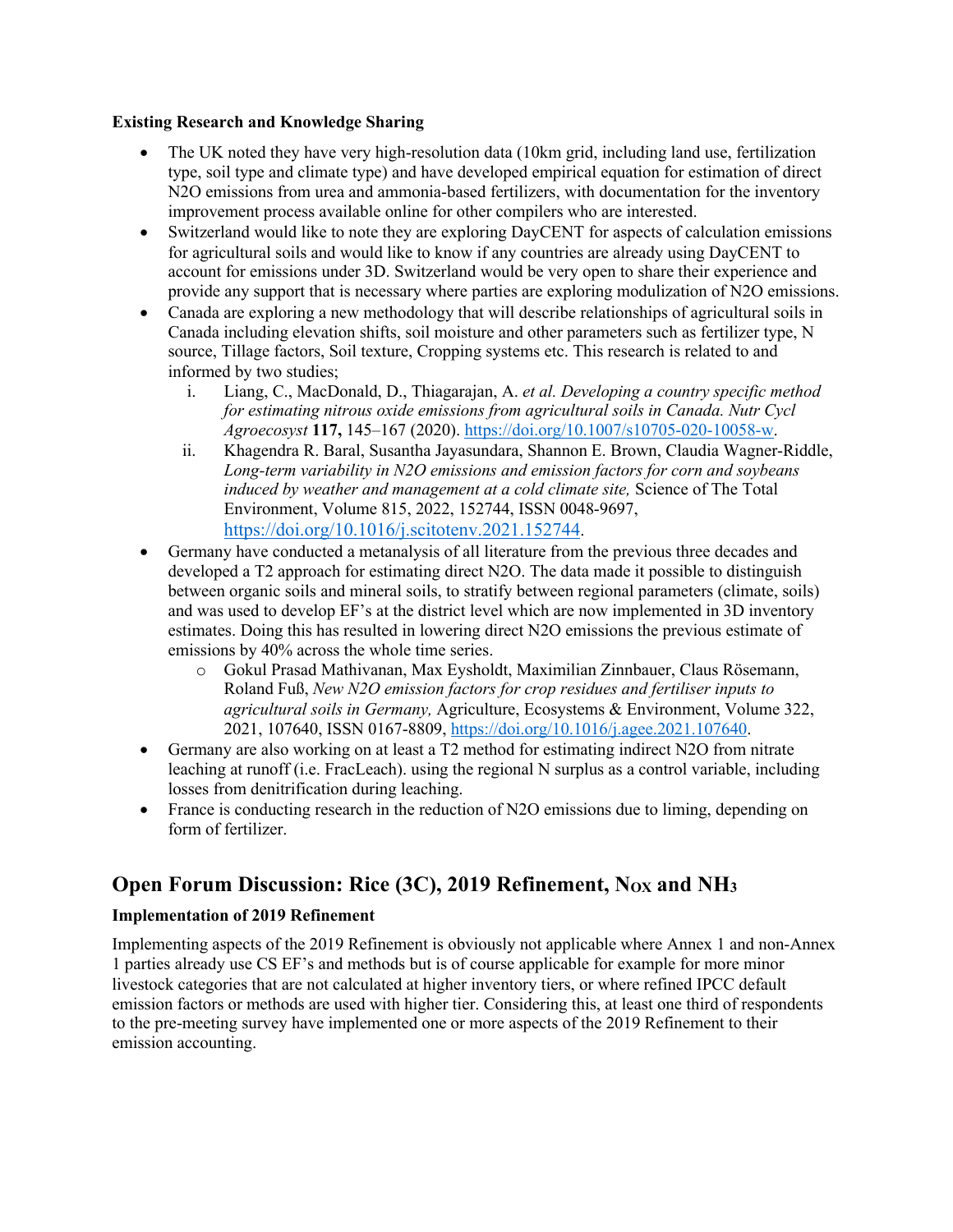**Existing Research and Knowledge Sharing**

- The UK noted they have very high-resolution data (10km grid, including land use, fertilization type, soil type and climate type) and have developed empirical equation for estimation of direct $N_2O$ emissions from urea and ammonia-based fertilizers, with documentation for the inventory improvement process available online for other compilers who are interested.
- Switzerland would like to note they are exploring DayCENT for aspects of calculation emissions for agricultural soils and would like to know if any countries are already using DayCENT to account for emissions under 3D. Switzerland would be very open to share their experience and provide any support that is necessary where parties are exploring modulization of $N_2O$ emissions.
- Canada are exploring a new methodology that will describe relationships of agricultural soils in Canada including elevation shifts, soil moisture and other parameters such as fertilizer type, N source, Tillage factors, Soil texture, Cropping systems etc. This research is related to and informed by two studies;
  i. Liang, C., MacDonald, D., Thiagarajan, A. *et al. Developing a country specific method for estimating nitrous oxide emissions from agricultural soils in Canada. Nutr Cycl Agroecosyst* **117,** 145–167 (2020). https://doi.org/10.1007/s10705-020-10058-w.
  ii. Khagendra R. Baral, Susantha Jayasundara, Shannon E. Brown, Claudia Wagner-Riddle, *Long-term variability in $N_2O$ emissions and emission factors for corn and soybeans induced by weather and management at a cold climate site,* Science of The Total Environment, Volume 815, 2022, 152744, ISSN 0048-9697, https://doi.org/10.1016/j.scitotenv.2021.152744.
- Germany have conducted a metanalysis of all literature from the previous three decades and developed a T2 approach for estimating direct $N_2O$. The data made it possible to distinguish between organic soils and mineral soils, to stratify between regional parameters (climate, soils) and was used to develop EF's at the district level which are now implemented in 3D inventory estimates. Doing this has resulted in lowering direct $N_2O$ emissions the previous estimate of emissions by 40% across the whole time series.
  - Gokul Prasad Mathivanan, Max Eysholdt, Maximilian Zinnbauer, Claus Rösemann, Roland Fuß, *New $N_2O$ emission factors for crop residues and fertiliser inputs to agricultural soils in Germany,* Agriculture, Ecosystems & Environment, Volume 322, 2021, 107640, ISSN 0167-8809, https://doi.org/10.1016/j.agee.2021.107640.
- Germany are also working on at least a T2 method for estimating indirect $N_2O$ from nitrate leaching at runoff (i.e. FracLeach). using the regional N surplus as a control variable, including losses from denitrification during leaching.
- France is conducting research in the reduction of $N_2O$ emissions due to liming, depending on form of fertilizer.

## Open Forum Discussion: Rice (3C), 2019 Refinement, $N_{OX}$ and $NH_3$

**Implementation of 2019 Refinement**

Implementing aspects of the 2019 Refinement is obviously not applicable where Annex 1 and non-Annex 1 parties already use CS EF's and methods but is of course applicable for example for more minor livestock categories that are not calculated at higher inventory tiers, or where refined IPCC default emission factors or methods are used with higher tier. Considering this, at least one third of respondents to the pre-meeting survey have implemented one or more aspects of the 2019 Refinement to their emission accounting.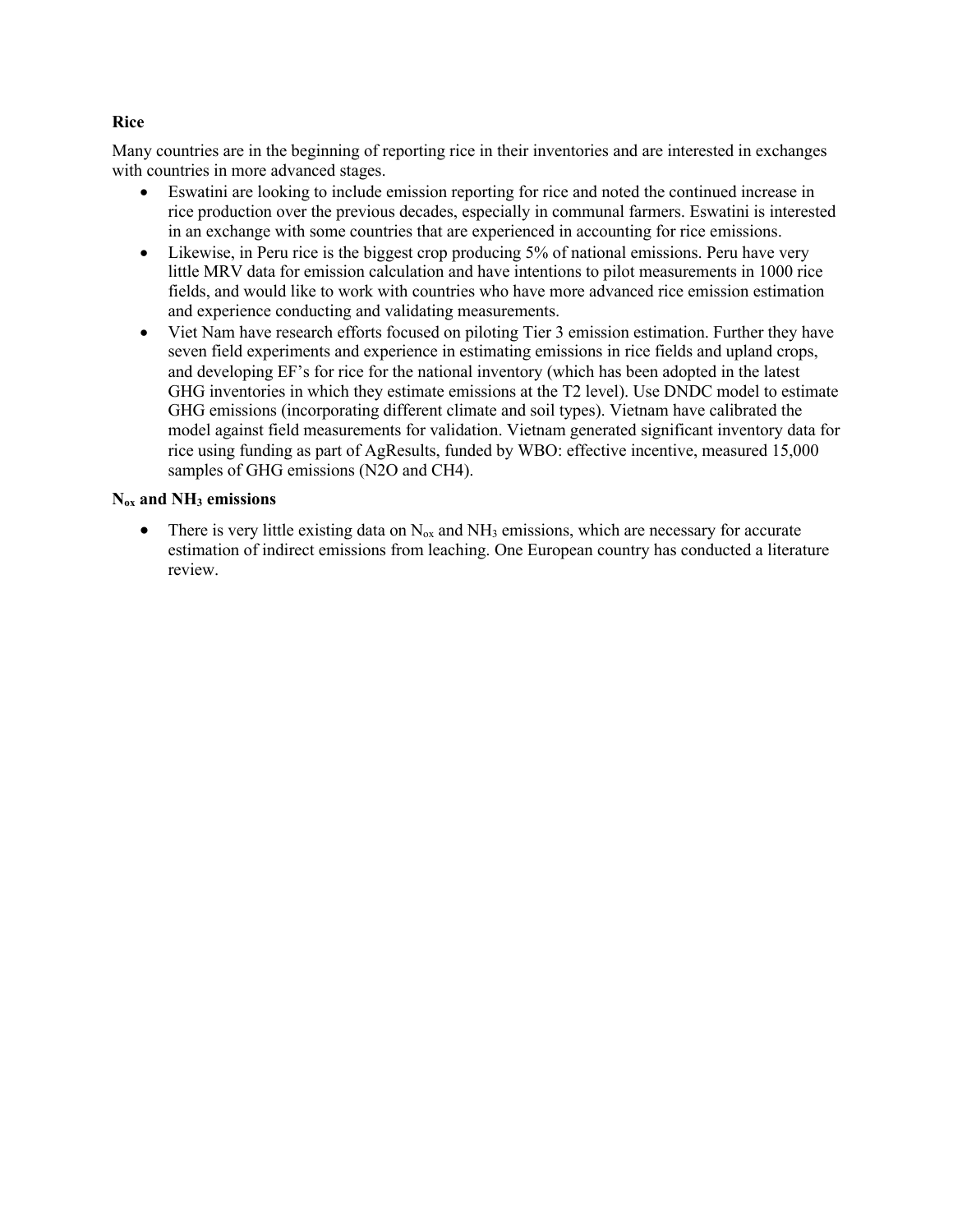**Rice**

Many countries are in the beginning of reporting rice in their inventories and are interested in exchanges with countries in more advanced stages.

- Eswatini are looking to include emission reporting for rice and noted the continued increase in rice production over the previous decades, especially in communal farmers. Eswatini is interested in an exchange with some countries that are experienced in accounting for rice emissions.
- Likewise, in Peru rice is the biggest crop producing 5% of national emissions. Peru have very little MRV data for emission calculation and have intentions to pilot measurements in 1000 rice fields, and would like to work with countries who have more advanced rice emission estimation and experience conducting and validating measurements.
- Viet Nam have research efforts focused on piloting Tier 3 emission estimation. Further they have seven field experiments and experience in estimating emissions in rice fields and upland crops, and developing EF's for rice for the national inventory (which has been adopted in the latest GHG inventories in which they estimate emissions at the T2 level). Use DNDC model to estimate GHG emissions (incorporating different climate and soil types). Vietnam have calibrated the model against field measurements for validation. Vietnam generated significant inventory data for rice using funding as part of AgResults, funded by WBO: effective incentive, measured 15,000 samples of GHG emissions ($N_2O$ and $CH_4$).

**$N_{ox}$ and $NH_3$ emissions**

- There is very little existing data on $N_{ox}$ and $NH_3$ emissions, which are necessary for accurate estimation of indirect emissions from leaching. One European country has conducted a literature review.